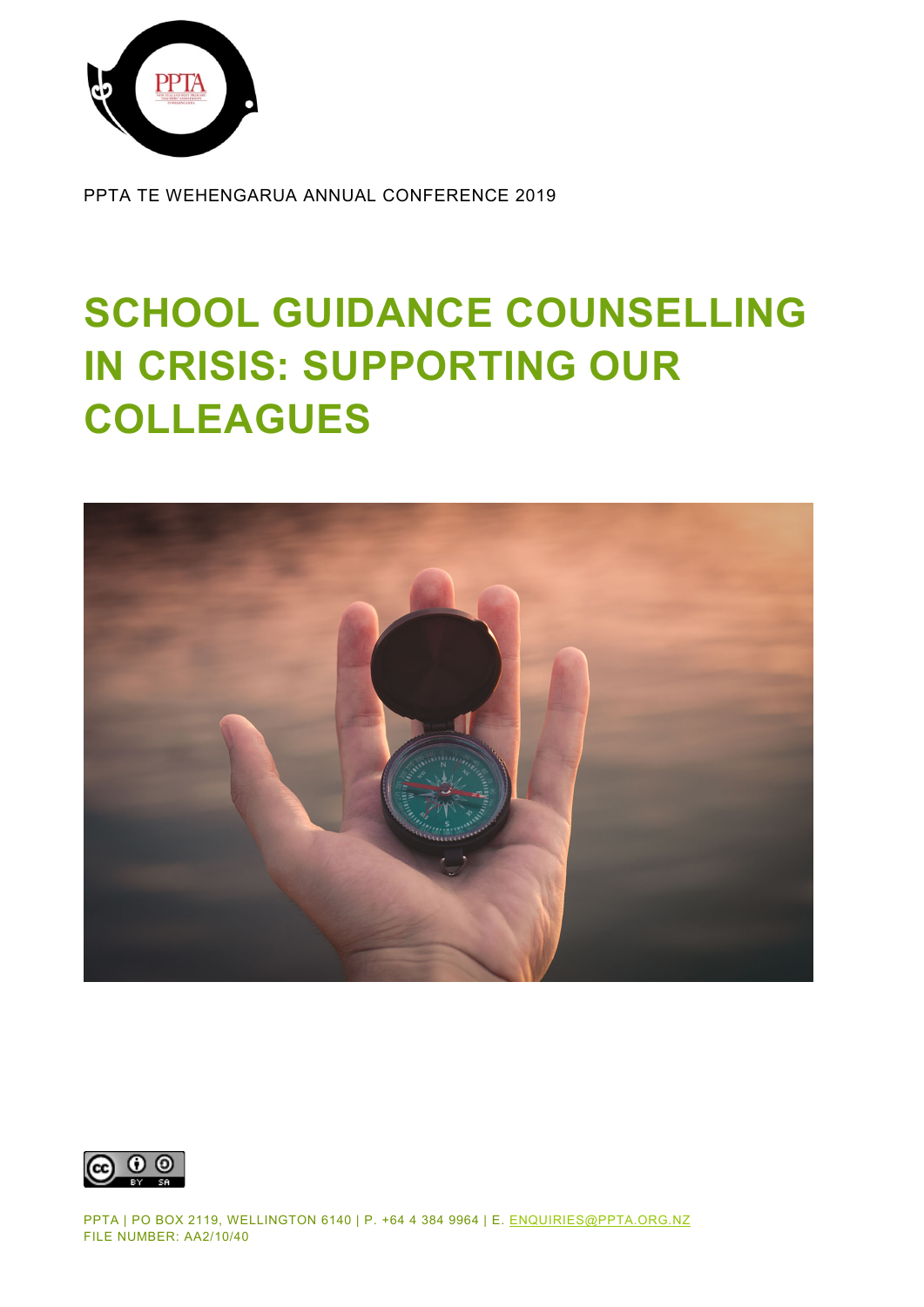PPTA TE WEHENGARUA ANNUAL CONFERENCE 2019

# SCHOOL GUIDANCE COUNSELLING IN CRISIS: SUPPORTING OUR COLLEAGUES

PPTA | PO BOX 2119, WELLINGTON 6140 | P. +64 4 384 9964 | E. ENQUIRIES@PPTA.ORG.NZ
FILE NUMBER: AA2/10/40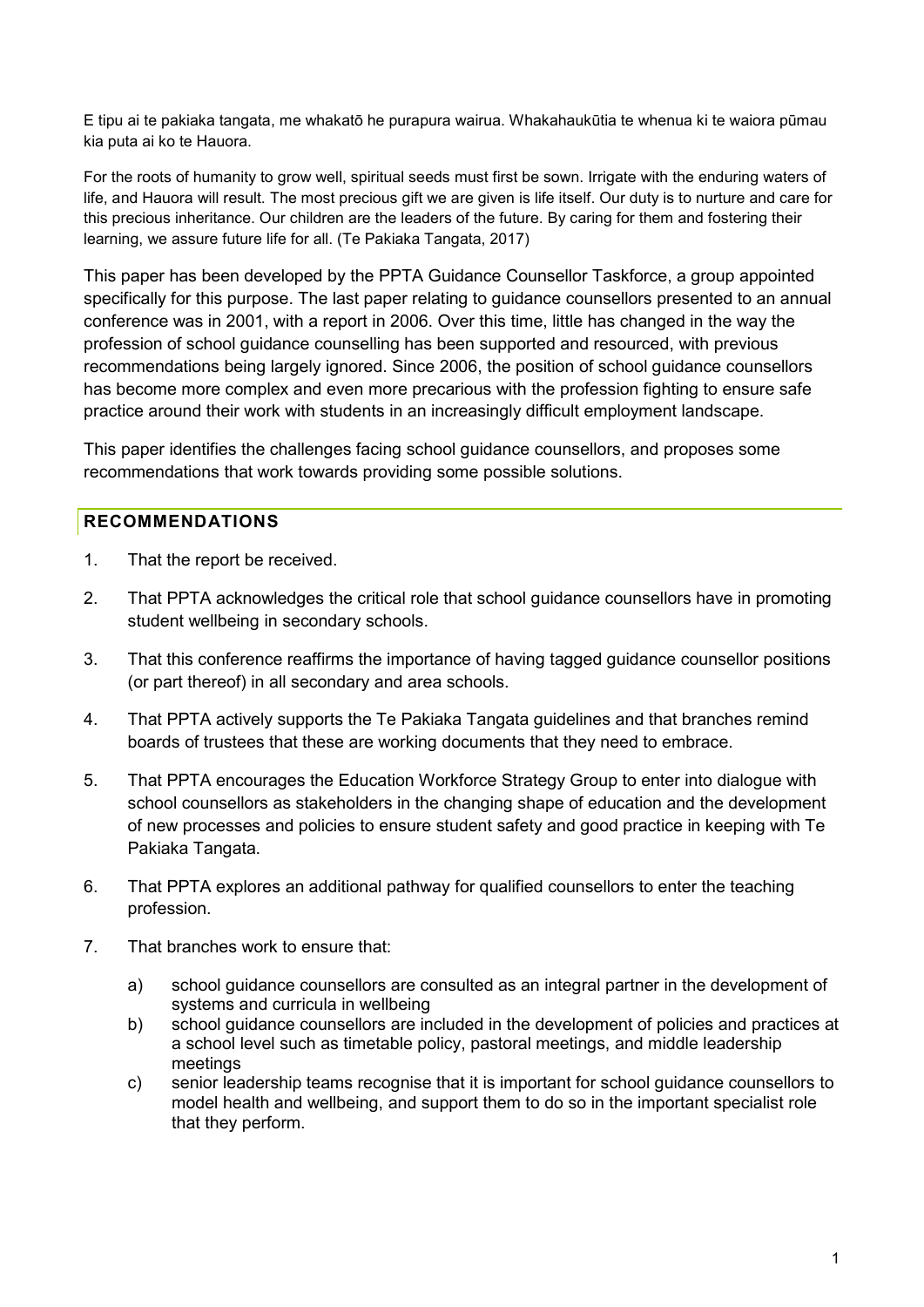E tipu ai te pakiaka tangata, me whakatō he purapura wairua. Whakahaukūtia te whenua ki te waiora pūmau kia puta ai ko te Hauora.

For the roots of humanity to grow well, spiritual seeds must first be sown. Irrigate with the enduring waters of life, and Hauora will result. The most precious gift we are given is life itself. Our duty is to nurture and care for this precious inheritance. Our children are the leaders of the future. By caring for them and fostering their learning, we assure future life for all. (Te Pakiaka Tangata, 2017)

This paper has been developed by the PPTA Guidance Counsellor Taskforce, a group appointed specifically for this purpose. The last paper relating to guidance counsellors presented to an annual conference was in 2001, with a report in 2006. Over this time, little has changed in the way the profession of school guidance counselling has been supported and resourced, with previous recommendations being largely ignored. Since 2006, the position of school guidance counsellors has become more complex and even more precarious with the profession fighting to ensure safe practice around their work with students in an increasingly difficult employment landscape.

This paper identifies the challenges facing school guidance counsellors, and proposes some recommendations that work towards providing some possible solutions.

## RECOMMENDATIONS

1. That the report be received.
2. That PPTA acknowledges the critical role that school guidance counsellors have in promoting student wellbeing in secondary schools.
3. That this conference reaffirms the importance of having tagged guidance counsellor positions (or part thereof) in all secondary and area schools.
4. That PPTA actively supports the Te Pakiaka Tangata guidelines and that branches remind boards of trustees that these are working documents that they need to embrace.
5. That PPTA encourages the Education Workforce Strategy Group to enter into dialogue with school counsellors as stakeholders in the changing shape of education and the development of new processes and policies to ensure student safety and good practice in keeping with Te Pakiaka Tangata.
6. That PPTA explores an additional pathway for qualified counsellors to enter the teaching profession.
7. That branches work to ensure that:
   a) school guidance counsellors are consulted as an integral partner in the development of systems and curricula in wellbeing
   b) school guidance counsellors are included in the development of policies and practices at a school level such as timetable policy, pastoral meetings, and middle leadership meetings
   c) senior leadership teams recognise that it is important for school guidance counsellors to model health and wellbeing, and support them to do so in the important specialist role that they perform.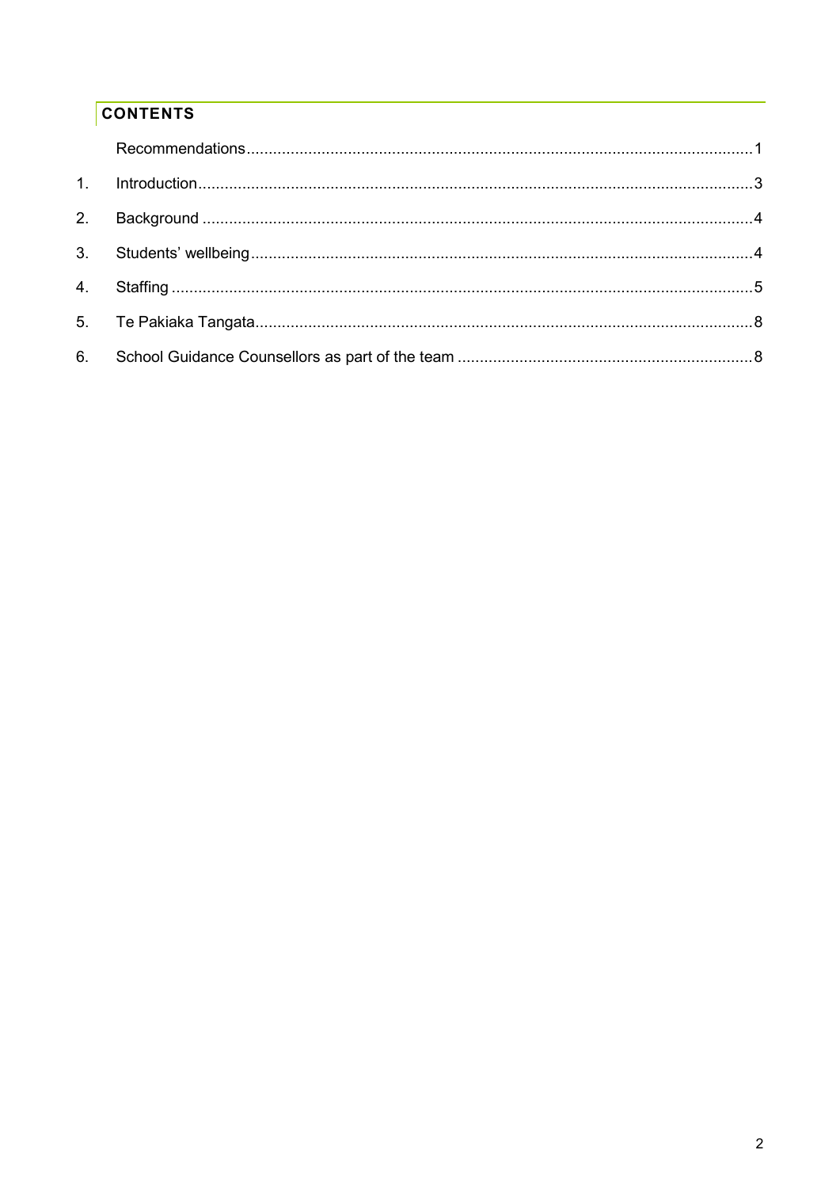## CONTENTS

| | | |
|---|---|---|
| | Recommendations | 1 |
| 1. | Introduction | 3 |
| 2. | Background | 4 |
| 3. | Students' wellbeing | 4 |
| 4. | Staffing | 5 |
| 5. | Te Pakiaka Tangata | 8 |
| 6. | School Guidance Counsellors as part of the team | 8 |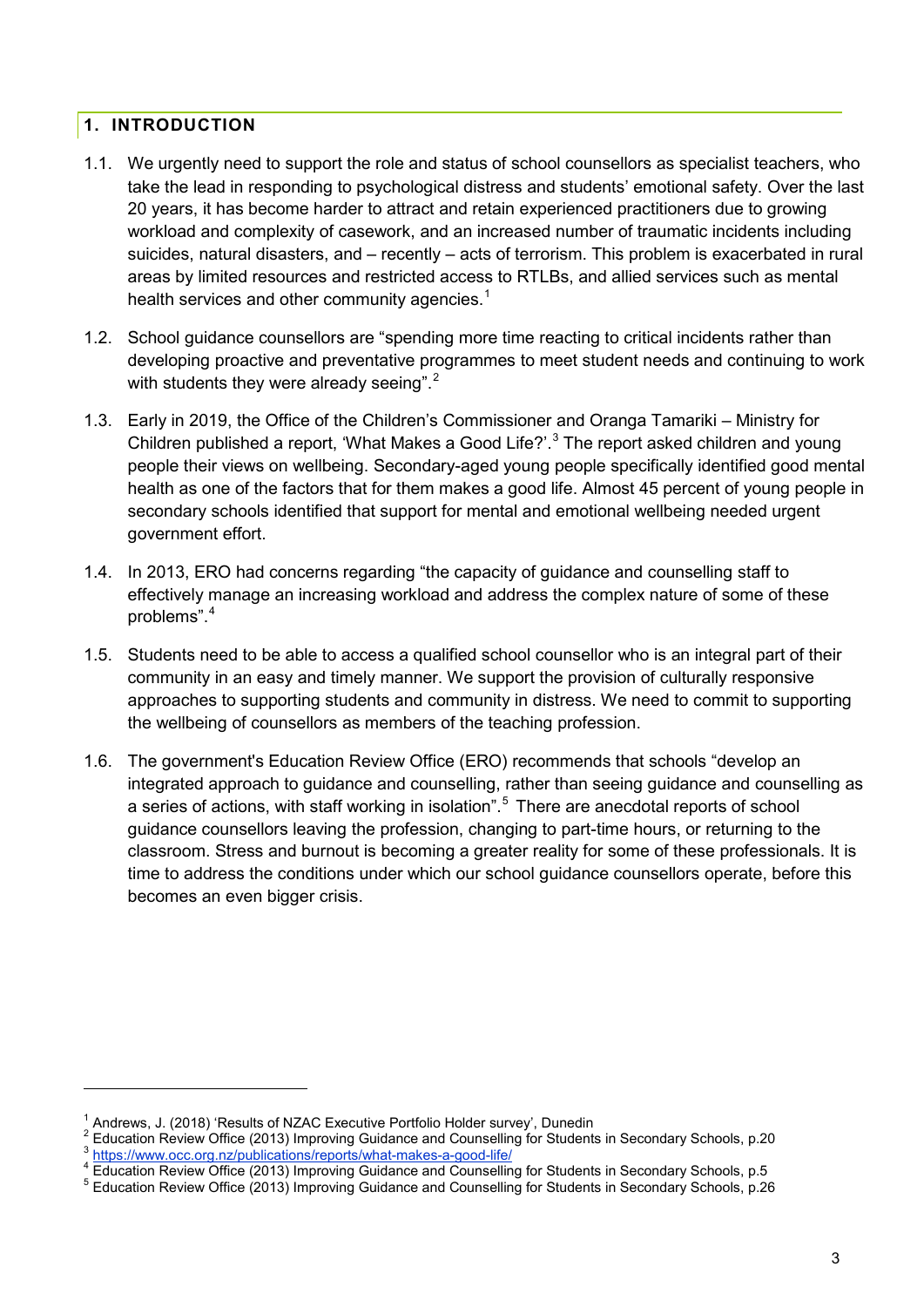## 1. INTRODUCTION

1.1. We urgently need to support the role and status of school counsellors as specialist teachers, who take the lead in responding to psychological distress and students' emotional safety. Over the last 20 years, it has become harder to attract and retain experienced practitioners due to growing workload and complexity of casework, and an increased number of traumatic incidents including suicides, natural disasters, and – recently – acts of terrorism. This problem is exacerbated in rural areas by limited resources and restricted access to RTLBs, and allied services such as mental health services and other community agencies.[1]

1.2. School guidance counsellors are "spending more time reacting to critical incidents rather than developing proactive and preventative programmes to meet student needs and continuing to work with students they were already seeing".[2]

1.3. Early in 2019, the Office of the Children's Commissioner and Oranga Tamariki – Ministry for Children published a report, 'What Makes a Good Life?'.[3] The report asked children and young people their views on wellbeing. Secondary-aged young people specifically identified good mental health as one of the factors that for them makes a good life. Almost 45 percent of young people in secondary schools identified that support for mental and emotional wellbeing needed urgent government effort.

1.4. In 2013, ERO had concerns regarding "the capacity of guidance and counselling staff to effectively manage an increasing workload and address the complex nature of some of these problems".[4]

1.5. Students need to be able to access a qualified school counsellor who is an integral part of their community in an easy and timely manner. We support the provision of culturally responsive approaches to supporting students and community in distress. We need to commit to supporting the wellbeing of counsellors as members of the teaching profession.

1.6. The government's Education Review Office (ERO) recommends that schools "develop an integrated approach to guidance and counselling, rather than seeing guidance and counselling as a series of actions, with staff working in isolation".[5] There are anecdotal reports of school guidance counsellors leaving the profession, changing to part-time hours, or returning to the classroom. Stress and burnout is becoming a greater reality for some of these professionals. It is time to address the conditions under which our school guidance counsellors operate, before this becomes an even bigger crisis.

---

[1] Andrews, J. (2018) 'Results of NZAC Executive Portfolio Holder survey', Dunedin

[2] Education Review Office (2013) Improving Guidance and Counselling for Students in Secondary Schools, p.20

[3] https://www.occ.org.nz/publications/reports/what-makes-a-good-life/

[4] Education Review Office (2013) Improving Guidance and Counselling for Students in Secondary Schools, p.5

[5] Education Review Office (2013) Improving Guidance and Counselling for Students in Secondary Schools, p.26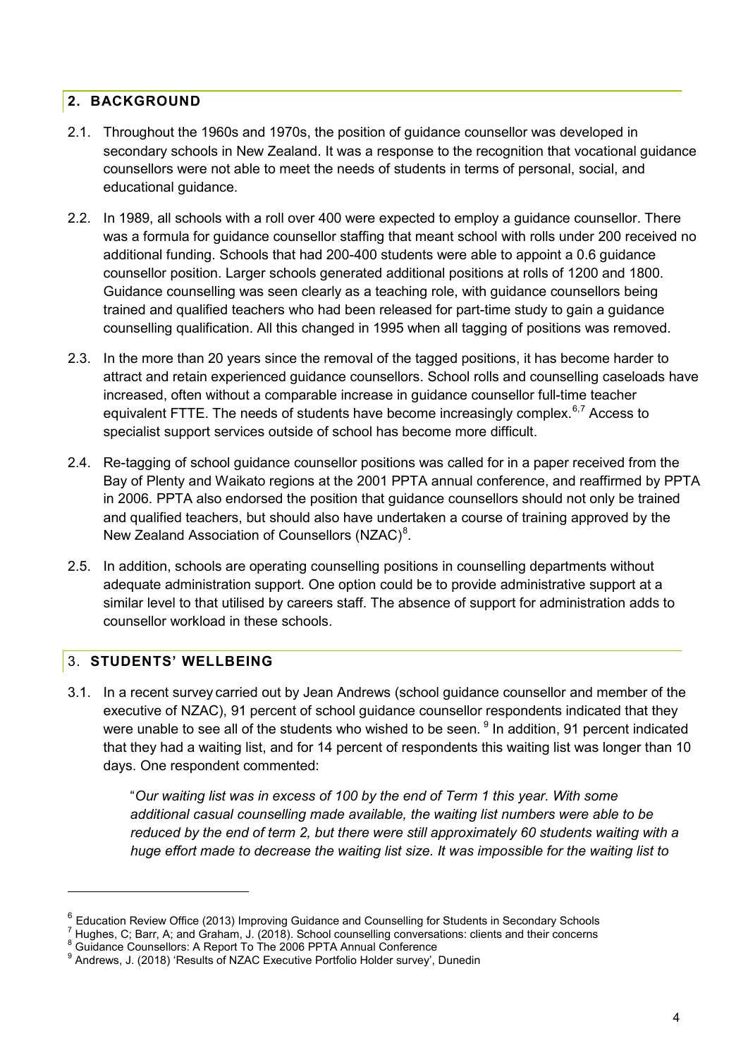## 2. BACKGROUND

2.1. Throughout the 1960s and 1970s, the position of guidance counsellor was developed in secondary schools in New Zealand. It was a response to the recognition that vocational guidance counsellors were not able to meet the needs of students in terms of personal, social, and educational guidance.

2.2. In 1989, all schools with a roll over 400 were expected to employ a guidance counsellor. There was a formula for guidance counsellor staffing that meant school with rolls under 200 received no additional funding. Schools that had 200-400 students were able to appoint a 0.6 guidance counsellor position. Larger schools generated additional positions at rolls of 1200 and 1800. Guidance counselling was seen clearly as a teaching role, with guidance counsellors being trained and qualified teachers who had been released for part-time study to gain a guidance counselling qualification. All this changed in 1995 when all tagging of positions was removed.

2.3. In the more than 20 years since the removal of the tagged positions, it has become harder to attract and retain experienced guidance counsellors. School rolls and counselling caseloads have increased, often without a comparable increase in guidance counsellor full-time teacher equivalent FTTE. The needs of students have become increasingly complex.[6,7] Access to specialist support services outside of school has become more difficult.

2.4. Re-tagging of school guidance counsellor positions was called for in a paper received from the Bay of Plenty and Waikato regions at the 2001 PPTA annual conference, and reaffirmed by PPTA in 2006. PPTA also endorsed the position that guidance counsellors should not only be trained and qualified teachers, but should also have undertaken a course of training approved by the New Zealand Association of Counsellors (NZAC)[8].

2.5. In addition, schools are operating counselling positions in counselling departments without adequate administration support. One option could be to provide administrative support at a similar level to that utilised by careers staff. The absence of support for administration adds to counsellor workload in these schools.

## 3. STUDENTS' WELLBEING

3.1. In a recent survey carried out by Jean Andrews (school guidance counsellor and member of the executive of NZAC), 91 percent of school guidance counsellor respondents indicated that they were unable to see all of the students who wished to be seen. [9] In addition, 91 percent indicated that they had a waiting list, and for 14 percent of respondents this waiting list was longer than 10 days. One respondent commented:

> "*Our waiting list was in excess of 100 by the end of Term 1 this year. With some additional casual counselling made available, the waiting list numbers were able to be reduced by the end of term 2, but there were still approximately 60 students waiting with a huge effort made to decrease the waiting list size. It was impossible for the waiting list to*

---

[6] Education Review Office (2013) Improving Guidance and Counselling for Students in Secondary Schools

[7] Hughes, C; Barr, A; and Graham, J. (2018). School counselling conversations: clients and their concerns

[8] Guidance Counsellors: A Report To The 2006 PPTA Annual Conference

[9] Andrews, J. (2018) 'Results of NZAC Executive Portfolio Holder survey', Dunedin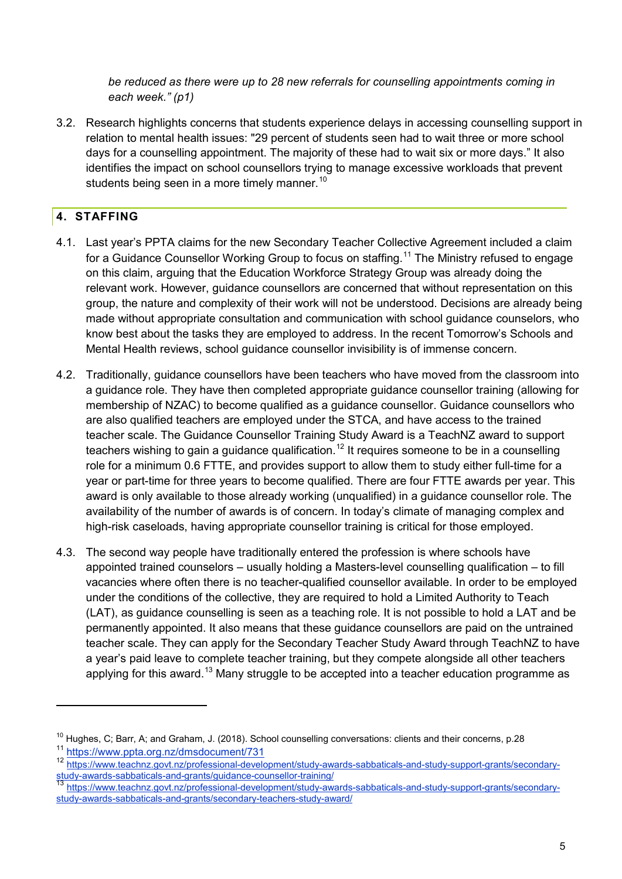*be reduced as there were up to 28 new referrals for counselling appointments coming in each week." (p1)*

3.2. Research highlights concerns that students experience delays in accessing counselling support in relation to mental health issues: "29 percent of students seen had to wait three or more school days for a counselling appointment. The majority of these had to wait six or more days." It also identifies the impact on school counsellors trying to manage excessive workloads that prevent students being seen in a more timely manner.[10]

## 4. STAFFING

4.1. Last year's PPTA claims for the new Secondary Teacher Collective Agreement included a claim for a Guidance Counsellor Working Group to focus on staffing.[11] The Ministry refused to engage on this claim, arguing that the Education Workforce Strategy Group was already doing the relevant work. However, guidance counsellors are concerned that without representation on this group, the nature and complexity of their work will not be understood. Decisions are already being made without appropriate consultation and communication with school guidance counselors, who know best about the tasks they are employed to address. In the recent Tomorrow's Schools and Mental Health reviews, school guidance counsellor invisibility is of immense concern.

4.2. Traditionally, guidance counsellors have been teachers who have moved from the classroom into a guidance role. They have then completed appropriate guidance counsellor training (allowing for membership of NZAC) to become qualified as a guidance counsellor. Guidance counsellors who are also qualified teachers are employed under the STCA, and have access to the trained teacher scale. The Guidance Counsellor Training Study Award is a TeachNZ award to support teachers wishing to gain a guidance qualification.[12] It requires someone to be in a counselling role for a minimum 0.6 FTTE, and provides support to allow them to study either full-time for a year or part-time for three years to become qualified. There are four FTTE awards per year. This award is only available to those already working (unqualified) in a guidance counsellor role. The availability of the number of awards is of concern. In today's climate of managing complex and high-risk caseloads, having appropriate counsellor training is critical for those employed.

4.3. The second way people have traditionally entered the profession is where schools have appointed trained counselors – usually holding a Masters-level counselling qualification – to fill vacancies where often there is no teacher-qualified counsellor available. In order to be employed under the conditions of the collective, they are required to hold a Limited Authority to Teach (LAT), as guidance counselling is seen as a teaching role. It is not possible to hold a LAT and be permanently appointed. It also means that these guidance counsellors are paid on the untrained teacher scale. They can apply for the Secondary Teacher Study Award through TeachNZ to have a year's paid leave to complete teacher training, but they compete alongside all other teachers applying for this award.[13] Many struggle to be accepted into a teacher education programme as

---

[10] Hughes, C; Barr, A; and Graham, J. (2018). School counselling conversations: clients and their concerns, p.28

[11] https://www.ppta.org.nz/dmsdocument/731

[12] https://www.teachnz.govt.nz/professional-development/study-awards-sabbaticals-and-study-support-grants/secondary-study-awards-sabbaticals-and-grants/guidance-counsellor-training/

[13] https://www.teachnz.govt.nz/professional-development/study-awards-sabbaticals-and-study-support-grants/secondary-study-awards-sabbaticals-and-grants/secondary-teachers-study-award/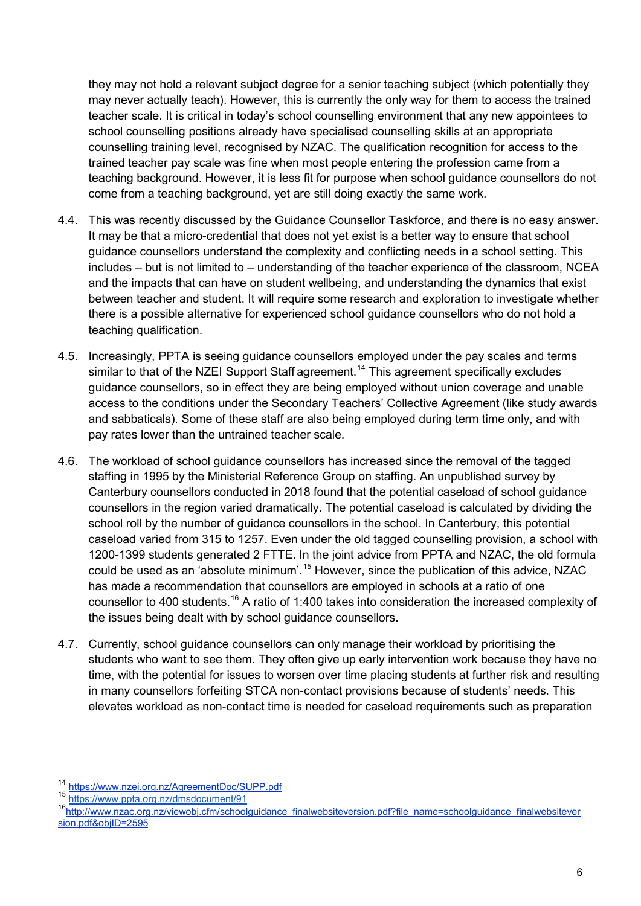they may not hold a relevant subject degree for a senior teaching subject (which potentially they may never actually teach). However, this is currently the only way for them to access the trained teacher scale. It is critical in today's school counselling environment that any new appointees to school counselling positions already have specialised counselling skills at an appropriate counselling training level, recognised by NZAC. The qualification recognition for access to the trained teacher pay scale was fine when most people entering the profession came from a teaching background. However, it is less fit for purpose when school guidance counsellors do not come from a teaching background, yet are still doing exactly the same work.

4.4. This was recently discussed by the Guidance Counsellor Taskforce, and there is no easy answer. It may be that a micro-credential that does not yet exist is a better way to ensure that school guidance counsellors understand the complexity and conflicting needs in a school setting. This includes – but is not limited to – understanding of the teacher experience of the classroom, NCEA and the impacts that can have on student wellbeing, and understanding the dynamics that exist between teacher and student. It will require some research and exploration to investigate whether there is a possible alternative for experienced school guidance counsellors who do not hold a teaching qualification.

4.5. Increasingly, PPTA is seeing guidance counsellors employed under the pay scales and terms similar to that of the NZEI Support Staff agreement.[14] This agreement specifically excludes guidance counsellors, so in effect they are being employed without union coverage and unable access to the conditions under the Secondary Teachers' Collective Agreement (like study awards and sabbaticals). Some of these staff are also being employed during term time only, and with pay rates lower than the untrained teacher scale.

4.6. The workload of school guidance counsellors has increased since the removal of the tagged staffing in 1995 by the Ministerial Reference Group on staffing. An unpublished survey by Canterbury counsellors conducted in 2018 found that the potential caseload of school guidance counsellors in the region varied dramatically. The potential caseload is calculated by dividing the school roll by the number of guidance counsellors in the school. In Canterbury, this potential caseload varied from 315 to 1257. Even under the old tagged counselling provision, a school with 1200-1399 students generated 2 FTTE. In the joint advice from PPTA and NZAC, the old formula could be used as an 'absolute minimum'.[15] However, since the publication of this advice, NZAC has made a recommendation that counsellors are employed in schools at a ratio of one counsellor to 400 students.[16] A ratio of 1:400 takes into consideration the increased complexity of the issues being dealt with by school guidance counsellors.

4.7. Currently, school guidance counsellors can only manage their workload by prioritising the students who want to see them. They often give up early intervention work because they have no time, with the potential for issues to worsen over time placing students at further risk and resulting in many counsellors forfeiting STCA non-contact provisions because of students' needs. This elevates workload as non-contact time is needed for caseload requirements such as preparation

---

[14] https://www.nzei.org.nz/AgreementDoc/SUPP.pdf

[15] https://www.ppta.org.nz/dmsdocument/91

[16] http://www.nzac.org.nz/viewobj.cfm/schoolguidance_finalwebsiteversion.pdf?file_name=schoolguidance_finalwebsiteversion.pdf&objID=2595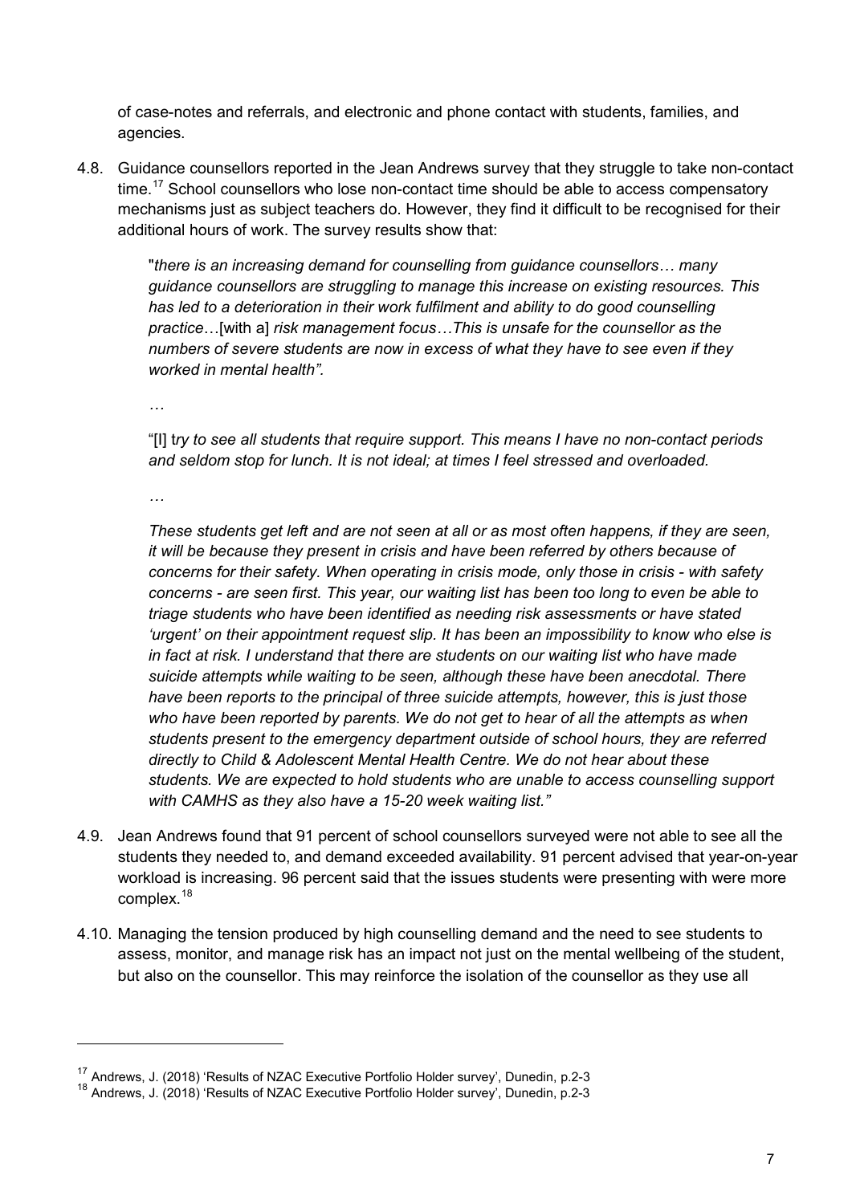of case-notes and referrals, and electronic and phone contact with students, families, and agencies.

4.8. Guidance counsellors reported in the Jean Andrews survey that they struggle to take non-contact time.[17] School counsellors who lose non-contact time should be able to access compensatory mechanisms just as subject teachers do. However, they find it difficult to be recognised for their additional hours of work. The survey results show that:

> "*there is an increasing demand for counselling from guidance counsellors… many guidance counsellors are struggling to manage this increase on existing resources. This has led to a deterioration in their work fulfilment and ability to do good counselling practice*…[with a] *risk management focus…This is unsafe for the counsellor as the numbers of severe students are now in excess of what they have to see even if they worked in mental health".*
>
> …
>
> "[I] t*ry to see all students that require support. This means I have no non-contact periods and seldom stop for lunch. It is not ideal; at times I feel stressed and overloaded.*
>
> …
>
> *These students get left and are not seen at all or as most often happens, if they are seen, it will be because they present in crisis and have been referred by others because of concerns for their safety. When operating in crisis mode, only those in crisis - with safety concerns - are seen first. This year, our waiting list has been too long to even be able to triage students who have been identified as needing risk assessments or have stated 'urgent' on their appointment request slip. It has been an impossibility to know who else is in fact at risk. I understand that there are students on our waiting list who have made suicide attempts while waiting to be seen, although these have been anecdotal. There have been reports to the principal of three suicide attempts, however, this is just those who have been reported by parents. We do not get to hear of all the attempts as when students present to the emergency department outside of school hours, they are referred directly to Child & Adolescent Mental Health Centre. We do not hear about these students. We are expected to hold students who are unable to access counselling support with CAMHS as they also have a 15-20 week waiting list."*

4.9. Jean Andrews found that 91 percent of school counsellors surveyed were not able to see all the students they needed to, and demand exceeded availability. 91 percent advised that year-on-year workload is increasing. 96 percent said that the issues students were presenting with were more complex.[18]

4.10. Managing the tension produced by high counselling demand and the need to see students to assess, monitor, and manage risk has an impact not just on the mental wellbeing of the student, but also on the counsellor. This may reinforce the isolation of the counsellor as they use all

---

[17] Andrews, J. (2018) 'Results of NZAC Executive Portfolio Holder survey', Dunedin, p.2-3

[18] Andrews, J. (2018) 'Results of NZAC Executive Portfolio Holder survey', Dunedin, p.2-3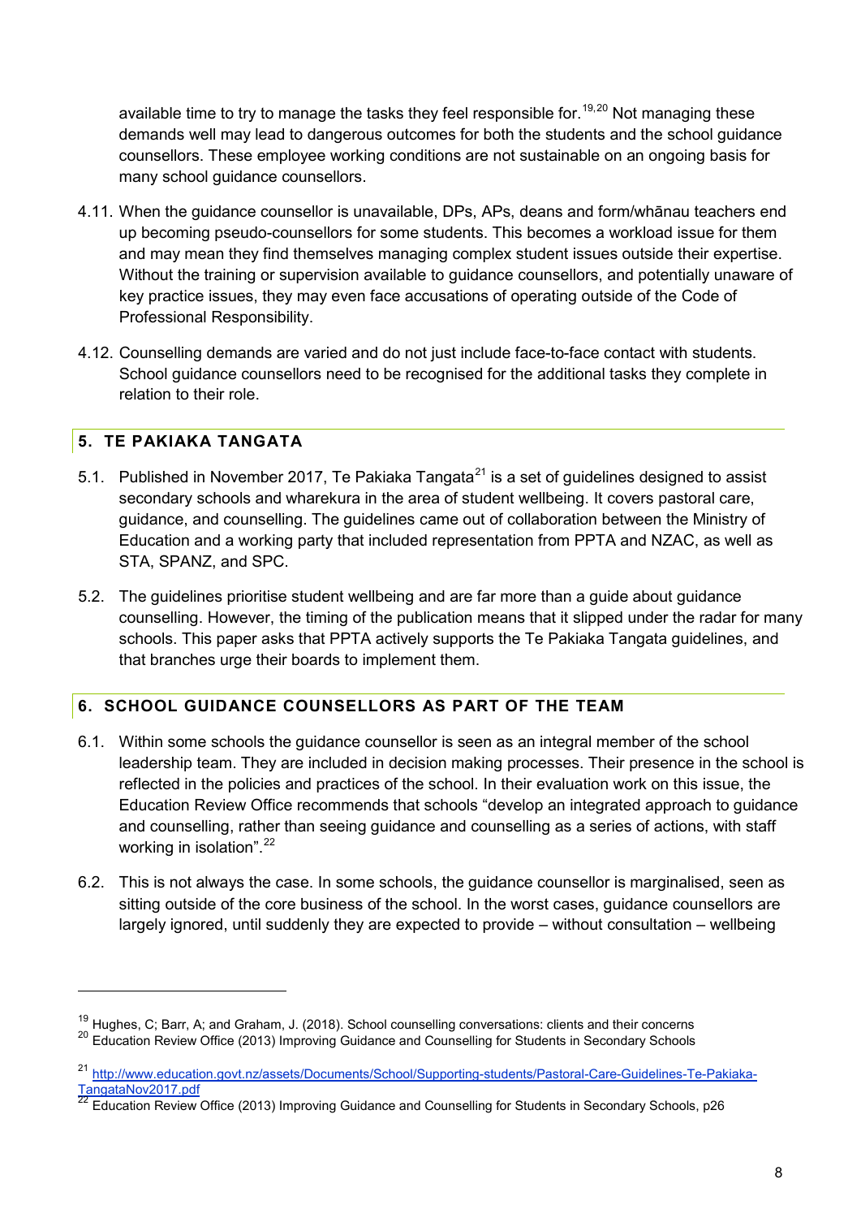available time to try to manage the tasks they feel responsible for.[19,20] Not managing these demands well may lead to dangerous outcomes for both the students and the school guidance counsellors. These employee working conditions are not sustainable on an ongoing basis for many school guidance counsellors.

4.11. When the guidance counsellor is unavailable, DPs, APs, deans and form/whānau teachers end up becoming pseudo-counsellors for some students. This becomes a workload issue for them and may mean they find themselves managing complex student issues outside their expertise. Without the training or supervision available to guidance counsellors, and potentially unaware of key practice issues, they may even face accusations of operating outside of the Code of Professional Responsibility.

4.12. Counselling demands are varied and do not just include face-to-face contact with students. School guidance counsellors need to be recognised for the additional tasks they complete in relation to their role.

## 5. TE PAKIAKA TANGATA

5.1. Published in November 2017, Te Pakiaka Tangata[21] is a set of guidelines designed to assist secondary schools and wharekura in the area of student wellbeing. It covers pastoral care, guidance, and counselling. The guidelines came out of collaboration between the Ministry of Education and a working party that included representation from PPTA and NZAC, as well as STA, SPANZ, and SPC.

5.2. The guidelines prioritise student wellbeing and are far more than a guide about guidance counselling. However, the timing of the publication means that it slipped under the radar for many schools. This paper asks that PPTA actively supports the Te Pakiaka Tangata guidelines, and that branches urge their boards to implement them.

## 6. SCHOOL GUIDANCE COUNSELLORS AS PART OF THE TEAM

6.1. Within some schools the guidance counsellor is seen as an integral member of the school leadership team. They are included in decision making processes. Their presence in the school is reflected in the policies and practices of the school. In their evaluation work on this issue, the Education Review Office recommends that schools "develop an integrated approach to guidance and counselling, rather than seeing guidance and counselling as a series of actions, with staff working in isolation".[22]

6.2. This is not always the case. In some schools, the guidance counsellor is marginalised, seen as sitting outside of the core business of the school. In the worst cases, guidance counsellors are largely ignored, until suddenly they are expected to provide – without consultation – wellbeing

---

[19] Hughes, C; Barr, A; and Graham, J. (2018). School counselling conversations: clients and their concerns

[20] Education Review Office (2013) Improving Guidance and Counselling for Students in Secondary Schools

[21] http://www.education.govt.nz/assets/Documents/School/Supporting-students/Pastoral-Care-Guidelines-Te-Pakiaka-TangataNov2017.pdf

[22] Education Review Office (2013) Improving Guidance and Counselling for Students in Secondary Schools, p26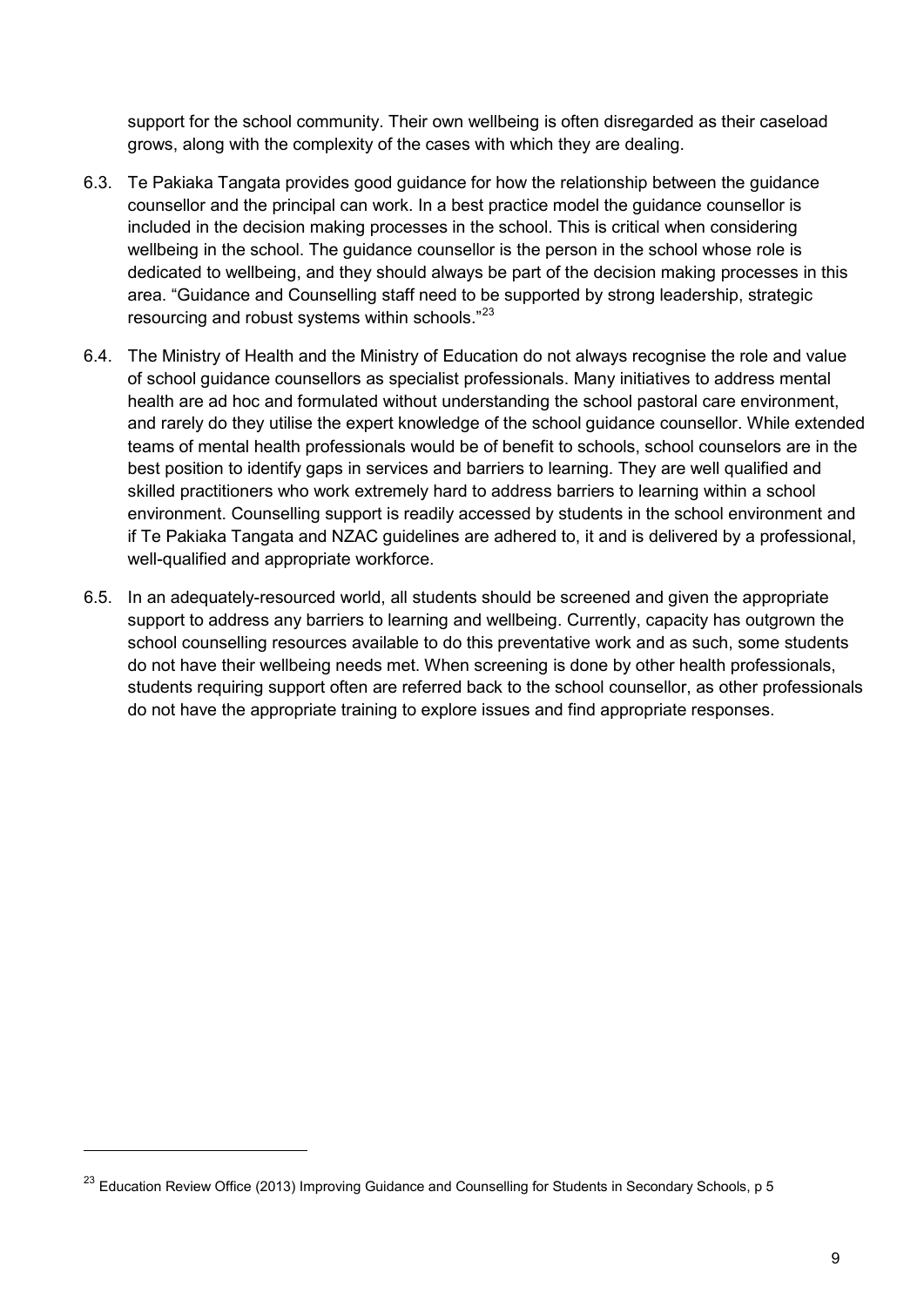support for the school community. Their own wellbeing is often disregarded as their caseload grows, along with the complexity of the cases with which they are dealing.

6.3. Te Pakiaka Tangata provides good guidance for how the relationship between the guidance counsellor and the principal can work. In a best practice model the guidance counsellor is included in the decision making processes in the school. This is critical when considering wellbeing in the school. The guidance counsellor is the person in the school whose role is dedicated to wellbeing, and they should always be part of the decision making processes in this area. "Guidance and Counselling staff need to be supported by strong leadership, strategic resourcing and robust systems within schools."[23]

6.4. The Ministry of Health and the Ministry of Education do not always recognise the role and value of school guidance counsellors as specialist professionals. Many initiatives to address mental health are ad hoc and formulated without understanding the school pastoral care environment, and rarely do they utilise the expert knowledge of the school guidance counsellor. While extended teams of mental health professionals would be of benefit to schools, school counselors are in the best position to identify gaps in services and barriers to learning. They are well qualified and skilled practitioners who work extremely hard to address barriers to learning within a school environment. Counselling support is readily accessed by students in the school environment and if Te Pakiaka Tangata and NZAC guidelines are adhered to, it and is delivered by a professional, well-qualified and appropriate workforce.

6.5. In an adequately-resourced world, all students should be screened and given the appropriate support to address any barriers to learning and wellbeing. Currently, capacity has outgrown the school counselling resources available to do this preventative work and as such, some students do not have their wellbeing needs met. When screening is done by other health professionals, students requiring support often are referred back to the school counsellor, as other professionals do not have the appropriate training to explore issues and find appropriate responses.

---

[23] Education Review Office (2013) Improving Guidance and Counselling for Students in Secondary Schools, p 5